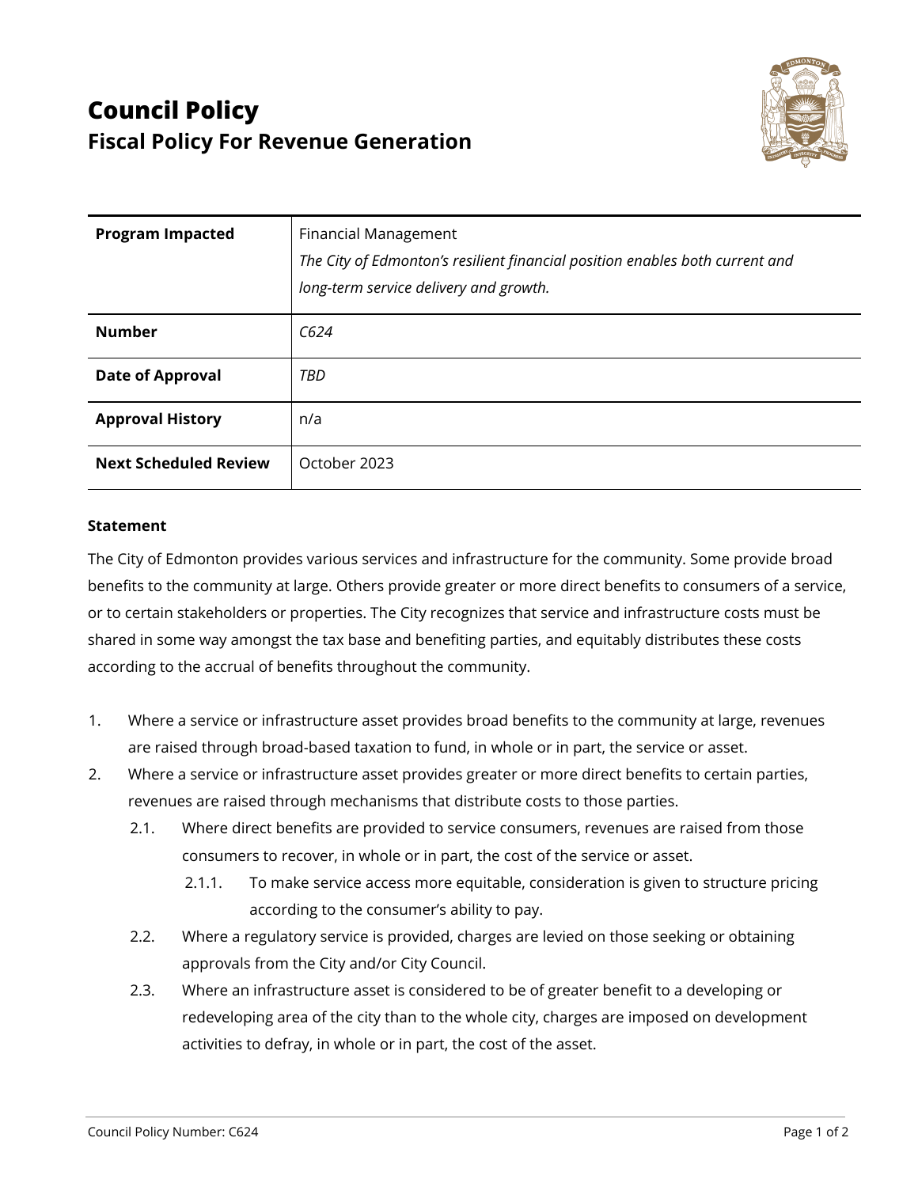# Council Policy

## Fiscal Policy For Revenue Generation

| | |
|---|---|
| **Program Impacted** | Financial Management<br>*The City of Edmonton's resilient financial position enables both current and long-term service delivery and growth.* |
| **Number** | *C624* |
| **Date of Approval** | *TBD* |
| **Approval History** | n/a |
| **Next Scheduled Review** | October 2023 |

**Statement**

The City of Edmonton provides various services and infrastructure for the community. Some provide broad benefits to the community at large. Others provide greater or more direct benefits to consumers of a service, or to certain stakeholders or properties. The City recognizes that service and infrastructure costs must be shared in some way amongst the tax base and benefiting parties, and equitably distributes these costs according to the accrual of benefits throughout the community.

1. Where a service or infrastructure asset provides broad benefits to the community at large, revenues are raised through broad-based taxation to fund, in whole or in part, the service or asset.
2. Where a service or infrastructure asset provides greater or more direct benefits to certain parties, revenues are raised through mechanisms that distribute costs to those parties.
   - 2.1. Where direct benefits are provided to service consumers, revenues are raised from those consumers to recover, in whole or in part, the cost of the service or asset.
     - 2.1.1. To make service access more equitable, consideration is given to structure pricing according to the consumer's ability to pay.
   - 2.2. Where a regulatory service is provided, charges are levied on those seeking or obtaining approvals from the City and/or City Council.
   - 2.3. Where an infrastructure asset is considered to be of greater benefit to a developing or redeveloping area of the city than to the whole city, charges are imposed on development activities to defray, in whole or in part, the cost of the asset.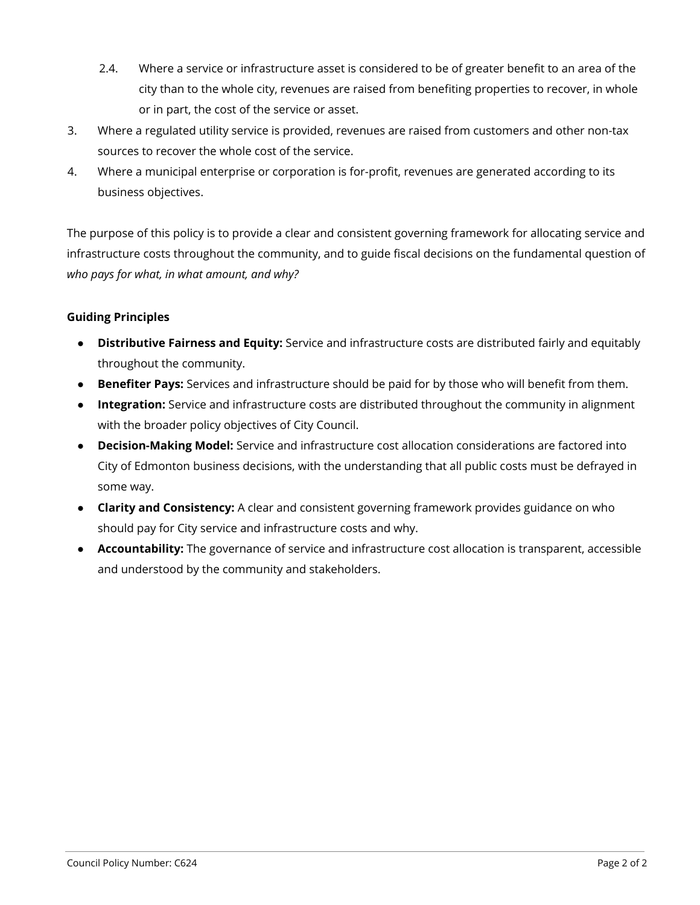2.4. Where a service or infrastructure asset is considered to be of greater benefit to an area of the city than to the whole city, revenues are raised from benefiting properties to recover, in whole or in part, the cost of the service or asset.

3. Where a regulated utility service is provided, revenues are raised from customers and other non-tax sources to recover the whole cost of the service.
4. Where a municipal enterprise or corporation is for-profit, revenues are generated according to its business objectives.

The purpose of this policy is to provide a clear and consistent governing framework for allocating service and infrastructure costs throughout the community, and to guide fiscal decisions on the fundamental question of *who pays for what, in what amount, and why?*

**Guiding Principles**

- **Distributive Fairness and Equity:** Service and infrastructure costs are distributed fairly and equitably throughout the community.
- **Benefiter Pays:** Services and infrastructure should be paid for by those who will benefit from them.
- **Integration:** Service and infrastructure costs are distributed throughout the community in alignment with the broader policy objectives of City Council.
- **Decision-Making Model:** Service and infrastructure cost allocation considerations are factored into City of Edmonton business decisions, with the understanding that all public costs must be defrayed in some way.
- **Clarity and Consistency:** A clear and consistent governing framework provides guidance on who should pay for City service and infrastructure costs and why.
- **Accountability:** The governance of service and infrastructure cost allocation is transparent, accessible and understood by the community and stakeholders.